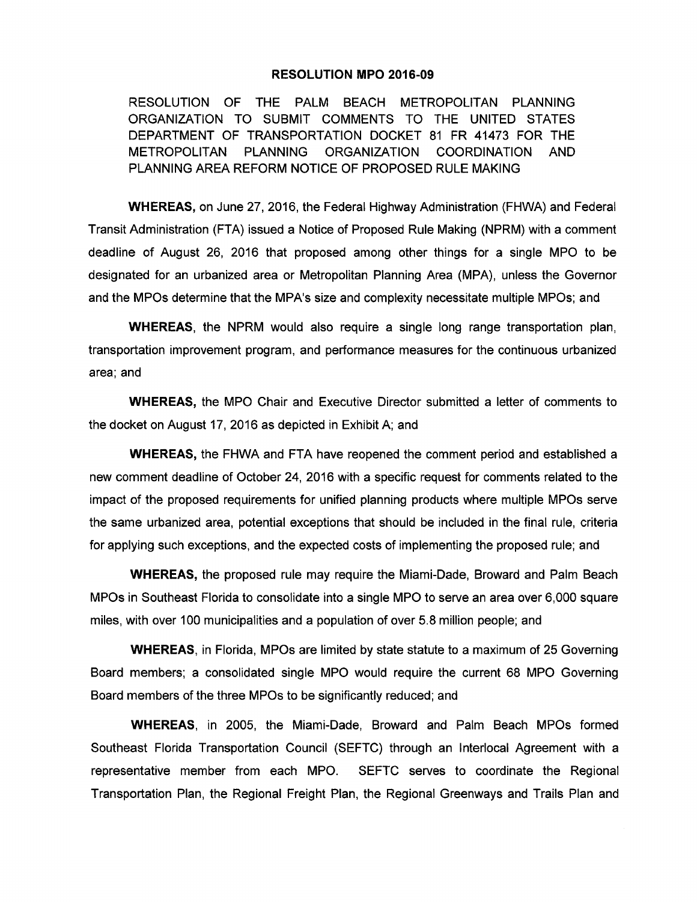# RESOLUTION MPO 2016-09

RESOLUTION OF THE PALM BEACH METROPOLITAN PLANNING ORGANIZATION TO SUBMIT COMMENTS TO THE UNITED STATES DEPARTMENT OF TRANSPORTATION DOCKET 81 FR 41473 FOR THE METROPOLITAN PLANNING ORGANIZATION COORDINATION AND PLANNING AREA REFORM NOTICE OF PROPOSED RULE MAKING

**WHEREAS,** on June 27, 2016, the Federal Highway Administration (FHWA) and Federal Transit Administration (FTA) issued a Notice of Proposed Rule Making (NPRM) with a comment deadline of August 26, 2016 that proposed among other things for a single MPO to be designated for an urbanized area or Metropolitan Planning Area (MPA), unless the Governor and the MPOs determine that the MPA's size and complexity necessitate multiple MPOs; and

**WHEREAS**, the NPRM would also require a single long range transportation plan, transportation improvement program, and performance measures for the continuous urbanized area; and

**WHEREAS,** the MPO Chair and Executive Director submitted a letter of comments to the docket on August 17, 2016 as depicted in Exhibit A; and

**WHEREAS,** the FHWA and FTA have reopened the comment period and established a new comment deadline of October 24, 2016 with a specific request for comments related to the impact of the proposed requirements for unified planning products where multiple MPOs serve the same urbanized area, potential exceptions that should be included in the final rule, criteria for applying such exceptions, and the expected costs of implementing the proposed rule; and

**WHEREAS,** the proposed rule may require the Miami-Dade, Broward and Palm Beach MPOs in Southeast Florida to consolidate into a single MPO to serve an area over 6,000 square miles, with over 100 municipalities and a population of over 5.8 million people; and

**WHEREAS**, in Florida, MPOs are limited by state statute to a maximum of 25 Governing Board members; a consolidated single MPO would require the current 68 MPO Governing Board members of the three MPOs to be significantly reduced; and

**WHEREAS**, in 2005, the Miami-Dade, Broward and Palm Beach MPOs formed Southeast Florida Transportation Council (SEFTC) through an Interlocal Agreement with a representative member from each MPO. SEFTC serves to coordinate the Regional Transportation Plan, the Regional Freight Plan, the Regional Greenways and Trails Plan and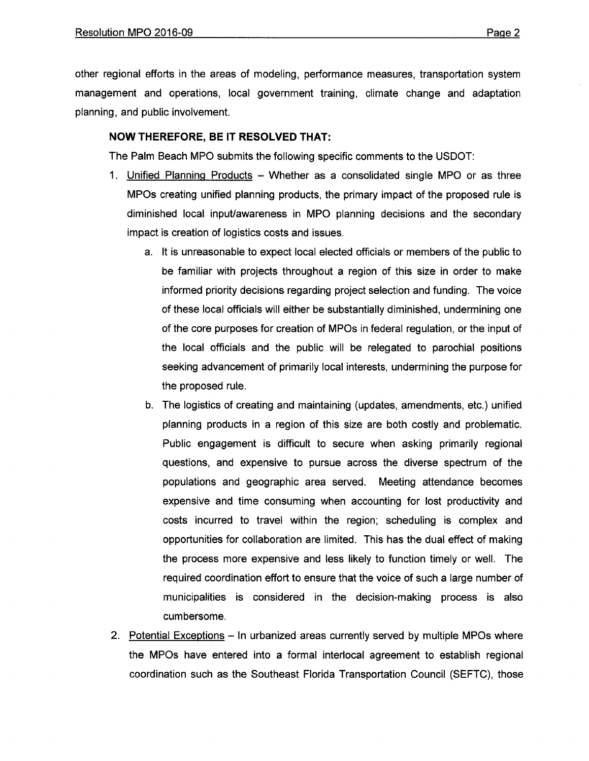other regional efforts in the areas of modeling, performance measures, transportation system management and operations, local government training, climate change and adaptation planning, and public involvement.

**NOW THEREFORE, BE IT RESOLVED THAT:**

The Palm Beach MPO submits the following specific comments to the USDOT:

1. Unified Planning Products – Whether as a consolidated single MPO or as three MPOs creating unified planning products, the primary impact of the proposed rule is diminished local input/awareness in MPO planning decisions and the secondary impact is creation of logistics costs and issues.
   a. It is unreasonable to expect local elected officials or members of the public to be familiar with projects throughout a region of this size in order to make informed priority decisions regarding project selection and funding. The voice of these local officials will either be substantially diminished, undermining one of the core purposes for creation of MPOs in federal regulation, or the input of the local officials and the public will be relegated to parochial positions seeking advancement of primarily local interests, undermining the purpose for the proposed rule.
   b. The logistics of creating and maintaining (updates, amendments, etc.) unified planning products in a region of this size are both costly and problematic. Public engagement is difficult to secure when asking primarily regional questions, and expensive to pursue across the diverse spectrum of the populations and geographic area served. Meeting attendance becomes expensive and time consuming when accounting for lost productivity and costs incurred to travel within the region; scheduling is complex and opportunities for collaboration are limited. This has the dual effect of making the process more expensive and less likely to function timely or well. The required coordination effort to ensure that the voice of such a large number of municipalities is considered in the decision-making process is also cumbersome.
2. Potential Exceptions – In urbanized areas currently served by multiple MPOs where the MPOs have entered into a formal interlocal agreement to establish regional coordination such as the Southeast Florida Transportation Council (SEFTC), those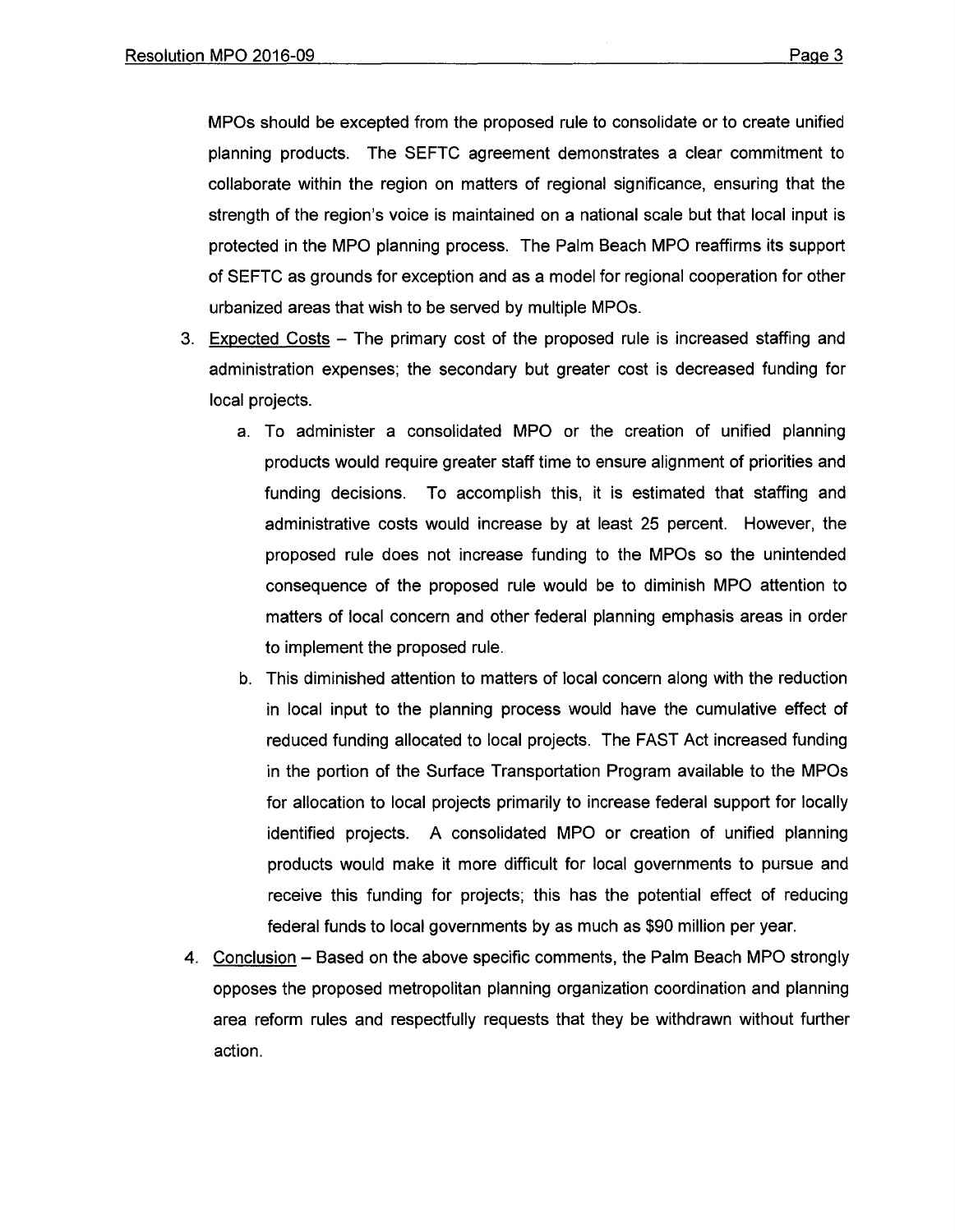MPOs should be excepted from the proposed rule to consolidate or to create unified planning products. The SEFTC agreement demonstrates a clear commitment to collaborate within the region on matters of regional significance, ensuring that the strength of the region's voice is maintained on a national scale but that local input is protected in the MPO planning process. The Palm Beach MPO reaffirms its support of SEFTC as grounds for exception and as a model for regional cooperation for other urbanized areas that wish to be served by multiple MPOs.

3. <u>Expected Costs</u> – The primary cost of the proposed rule is increased staffing and administration expenses; the secondary but greater cost is decreased funding for local projects.
   a. To administer a consolidated MPO or the creation of unified planning products would require greater staff time to ensure alignment of priorities and funding decisions. To accomplish this, it is estimated that staffing and administrative costs would increase by at least 25 percent. However, the proposed rule does not increase funding to the MPOs so the unintended consequence of the proposed rule would be to diminish MPO attention to matters of local concern and other federal planning emphasis areas in order to implement the proposed rule.
   b. This diminished attention to matters of local concern along with the reduction in local input to the planning process would have the cumulative effect of reduced funding allocated to local projects. The FAST Act increased funding in the portion of the Surface Transportation Program available to the MPOs for allocation to local projects primarily to increase federal support for locally identified projects. A consolidated MPO or creation of unified planning products would make it more difficult for local governments to pursue and receive this funding for projects; this has the potential effect of reducing federal funds to local governments by as much as $90 million per year.
4. <u>Conclusion</u> – Based on the above specific comments, the Palm Beach MPO strongly opposes the proposed metropolitan planning organization coordination and planning area reform rules and respectfully requests that they be withdrawn without further action.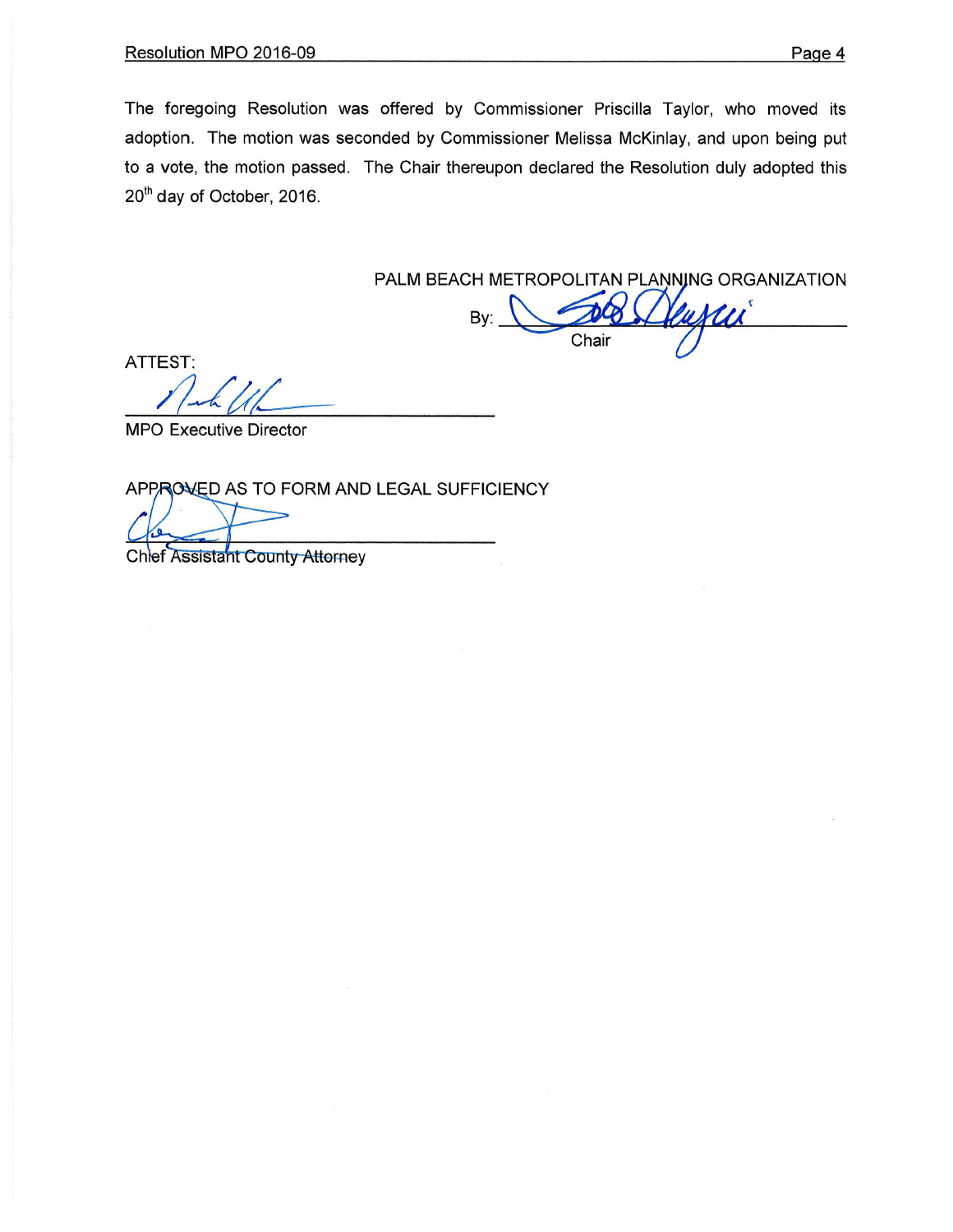The foregoing Resolution was offered by Commissioner Priscilla Taylor, who moved its adoption. The motion was seconded by Commissioner Melissa McKinlay, and upon being put to a vote, the motion passed. The Chair thereupon declared the Resolution duly adopted this 20th day of October, 2016.

PALM BEACH METROPOLITAN PLANNING ORGANIZATION

By: ______________________________
Chair

ATTEST:

______________________________
MPO Executive Director

APPROVED AS TO FORM AND LEGAL SUFFICIENCY

______________________________
Chief Assistant County Attorney